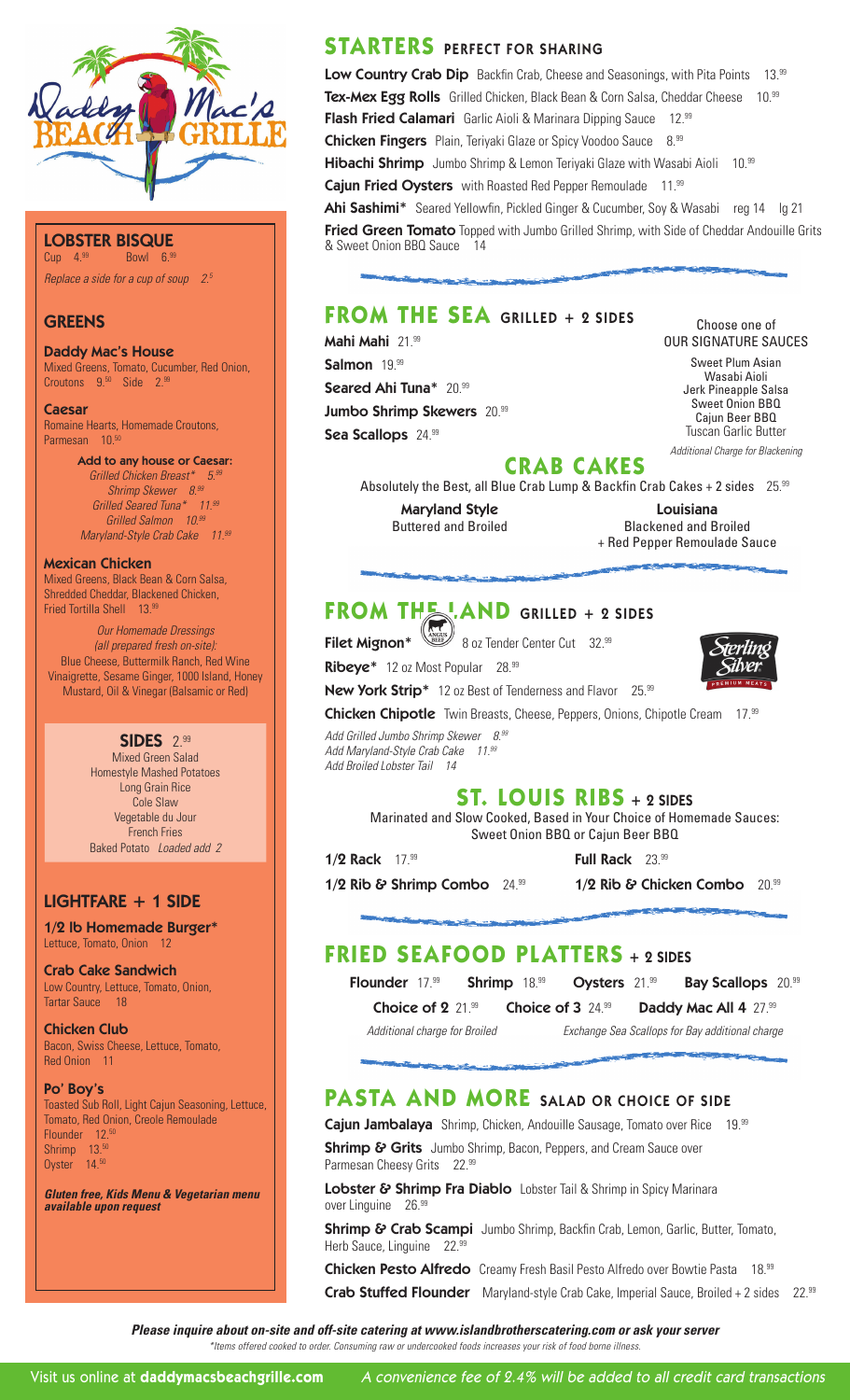# Daddy Mac's Beach Grille

## LOBSTER BISQUE

Cup 4.99 Bowl 6.99

*Replace a side for a cup of soup 2.5*

## GREENS

**Daddy Mac's House**
Mixed Greens, Tomato, Cucumber, Red Onion, Croutons 9.50 Side 2.99

**Caesar**
Romaine Hearts, Homemade Croutons, Parmesan 10.50

**Add to any house or Caesar:**
*Grilled Chicken Breast* 5.99*
*Shrimp Skewer 8.99*
*Grilled Seared Tuna* 11.99*
*Grilled Salmon 10.99*
*Maryland-Style Crab Cake 11.99*

**Mexican Chicken**
Mixed Greens, Black Bean & Corn Salsa, Shredded Cheddar, Blackened Chicken, Fried Tortilla Shell 13.99

*Our Homemade Dressings (all prepared fresh on-site):*
Blue Cheese, Buttermilk Ranch, Red Wine Vinaigrette, Sesame Ginger, 1000 Island, Honey Mustard, Oil & Vinegar (Balsamic or Red)

## SIDES 2.99

Mixed Green Salad
Homestyle Mashed Potatoes
Long Grain Rice
Cole Slaw
Vegetable du Jour
French Fries
Baked Potato *Loaded add 2*

## LIGHTFARE + 1 SIDE

**1/2 lb Homemade Burger***
Lettuce, Tomato, Onion 12

**Crab Cake Sandwich**
Low Country, Lettuce, Tomato, Onion, Tartar Sauce 18

**Chicken Club**
Bacon, Swiss Cheese, Lettuce, Tomato, Red Onion 11

**Po' Boy's**
Toasted Sub Roll, Light Cajun Seasoning, Lettuce, Tomato, Red Onion, Creole Remoulade
Flounder 12.50
Shrimp 13.50
Oyster 14.50

***Gluten free, Kids Menu & Vegetarian menu available upon request***

## STARTERS PERFECT FOR SHARING

**Low Country Crab Dip** Backfin Crab, Cheese and Seasonings, with Pita Points 13.99
**Tex-Mex Egg Rolls** Grilled Chicken, Black Bean & Corn Salsa, Cheddar Cheese 10.99
**Flash Fried Calamari** Garlic Aioli & Marinara Dipping Sauce 12.99
**Chicken Fingers** Plain, Teriyaki Glaze or Spicy Voodoo Sauce 8.99
**Hibachi Shrimp** Jumbo Shrimp & Lemon Teriyaki Glaze with Wasabi Aioli 10.99
**Cajun Fried Oysters** with Roasted Red Pepper Remoulade 11.99
**Ahi Sashimi*** Seared Yellowfin, Pickled Ginger & Cucumber, Soy & Wasabi reg 14 lg 21
**Fried Green Tomato** Topped with Jumbo Grilled Shrimp, with Side of Cheddar Andouille Grits & Sweet Onion BBQ Sauce 14

## FROM THE SEA GRILLED + 2 SIDES

**Mahi Mahi** 21.99
**Salmon** 19.99
**Seared Ahi Tuna*** 20.99
**Jumbo Shrimp Skewers** 20.99
**Sea Scallops** 24.99

Choose one of OUR SIGNATURE SAUCES
Sweet Plum Asian
Wasabi Aioli
Jerk Pineapple Salsa
Sweet Onion BBQ
Cajun Beer BBQ
Tuscan Garlic Butter
*Additional Charge for Blackening*

## CRAB CAKES

Absolutely the Best, all Blue Crab Lump & Backfin Crab Cakes + 2 sides 25.99

**Maryland Style**
Buttered and Broiled

**Louisiana**
Blackened and Broiled + Red Pepper Remoulade Sauce

## FROM THE LAND GRILLED + 2 SIDES

**Filet Mignon*** 8 oz Tender Center Cut 32.99
**Ribeye*** 12 oz Most Popular 28.99
**New York Strip*** 12 oz Best of Tenderness and Flavor 25.99
**Chicken Chipotle** Twin Breasts, Cheese, Peppers, Onions, Chipotle Cream 17.99

*Add Grilled Jumbo Shrimp Skewer 8.99*
*Add Maryland-Style Crab Cake 11.99*
*Add Broiled Lobster Tail 14*

Sterling Silver Premium Meats

## ST. LOUIS RIBS + 2 SIDES

Marinated and Slow Cooked, Based in Your Choice of Homemade Sauces: Sweet Onion BBQ or Cajun Beer BBQ

**1/2 Rack** 17.99
**Full Rack** 23.99
**1/2 Rib & Shrimp Combo** 24.99
**1/2 Rib & Chicken Combo** 20.99

## FRIED SEAFOOD PLATTERS + 2 SIDES

**Flounder** 17.99 **Shrimp** 18.99 **Oysters** 21.99 **Bay Scallops** 20.99

**Choice of 2** 21.99 **Choice of 3** 24.99 **Daddy Mac All 4** 27.99

*Additional charge for Broiled* *Exchange Sea Scallops for Bay additional charge*

## PASTA AND MORE SALAD OR CHOICE OF SIDE

**Cajun Jambalaya** Shrimp, Chicken, Andouille Sausage, Tomato over Rice 19.99
**Shrimp & Grits** Jumbo Shrimp, Bacon, Peppers, and Cream Sauce over Parmesan Cheesy Grits 22.99
**Lobster & Shrimp Fra Diablo** Lobster Tail & Shrimp in Spicy Marinara over Linguine 26.99
**Shrimp & Crab Scampi** Jumbo Shrimp, Backfin Crab, Lemon, Garlic, Butter, Tomato, Herb Sauce, Linguine 22.99
**Chicken Pesto Alfredo** Creamy Fresh Basil Pesto Alfredo over Bowtie Pasta 18.99
**Crab Stuffed Flounder** Maryland-style Crab Cake, Imperial Sauce, Broiled + 2 sides 22.99

***Please inquire about on-site and off-site catering at www.islandbrotherscatering.com or ask your server***
*\*Items offered cooked to order. Consuming raw or undercooked foods increases your risk of food borne illness.*

Visit us online at **daddymacsbeachgrille.com** *A convenience fee of 2.4% will be added to all credit card transactions*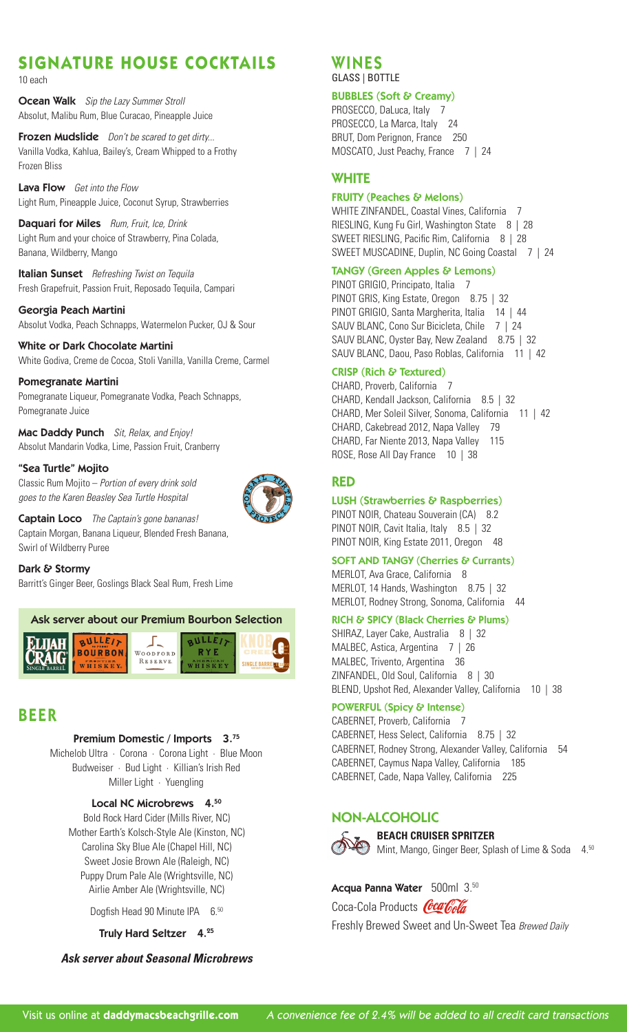# SIGNATURE HOUSE COCKTAILS

10 each

**Ocean Walk** *Sip the Lazy Summer Stroll*
Absolut, Malibu Rum, Blue Curacao, Pineapple Juice

**Frozen Mudslide** *Don't be scared to get dirty...*
Vanilla Vodka, Kahlua, Bailey's, Cream Whipped to a Frothy Frozen Bliss

**Lava Flow** *Get into the Flow*
Light Rum, Pineapple Juice, Coconut Syrup, Strawberries

**Daquari for Miles** *Rum, Fruit, Ice, Drink*
Light Rum and your choice of Strawberry, Pina Colada, Banana, Wildberry, Mango

**Italian Sunset** *Refreshing Twist on Tequila*
Fresh Grapefruit, Passion Fruit, Reposado Tequila, Campari

**Georgia Peach Martini**
Absolut Vodka, Peach Schnapps, Watermelon Pucker, OJ & Sour

**White or Dark Chocolate Martini**
White Godiva, Creme de Cocoa, Stoli Vanilla, Vanilla Creme, Carmel

**Pomegranate Martini**
Pomegranate Liqueur, Pomegranate Vodka, Peach Schnapps, Pomegranate Juice

**Mac Daddy Punch** *Sit, Relax, and Enjoy!*
Absolut Mandarin Vodka, Lime, Passion Fruit, Cranberry

**"Sea Turtle" Mojito**
Classic Rum Mojito – *Portion of every drink sold goes to the Karen Beasley Sea Turtle Hospital*

**Captain Loco** *The Captain's gone bananas!*
Captain Morgan, Banana Liqueur, Blended Fresh Banana, Swirl of Wildberry Puree

**Dark & Stormy**
Barritt's Ginger Beer, Goslings Black Seal Rum, Fresh Lime

**Ask server about our Premium Bourbon Selection**

Elijah Craig Single Barrel · Bulleit Bourbon · Woodford Reserve · Bulleit Rye · Knob Creek Single Barrel

# BEER

**Premium Domestic / Imports 3.75**
Michelob Ultra · Corona · Corona Light · Blue Moon
Budweiser · Bud Light · Killian's Irish Red
Miller Light · Yuengling

**Local NC Microbrews 4.50**
Bold Rock Hard Cider (Mills River, NC)
Mother Earth's Kolsch-Style Ale (Kinston, NC)
Carolina Sky Blue Ale (Chapel Hill, NC)
Sweet Josie Brown Ale (Raleigh, NC)
Puppy Drum Pale Ale (Wrightsville, NC)
Airlie Amber Ale (Wrightsville, NC)

Dogfish Head 90 Minute IPA 6.50

**Truly Hard Seltzer 4.25**

***Ask server about Seasonal Microbrews***

# WINES

GLASS | BOTTLE

### BUBBLES (Soft & Creamy)

PROSECCO, DaLuca, Italy 7
PROSECCO, La Marca, Italy 24
BRUT, Dom Perignon, France 250
MOSCATO, Just Peachy, France 7 | 24

## WHITE

### FRUITY (Peaches & Melons)

WHITE ZINFANDEL, Coastal Vines, California 7
RIESLING, Kung Fu Girl, Washington State 8 | 28
SWEET RIESLING, Pacific Rim, California 8 | 28
SWEET MUSCADINE, Duplin, NC Going Coastal 7 | 24

### TANGY (Green Apples & Lemons)

PINOT GRIGIO, Principato, Italia 7
PINOT GRIS, King Estate, Oregon 8.75 | 32
PINOT GRIGIO, Santa Margherita, Italia 14 | 44
SAUV BLANC, Cono Sur Bicicleta, Chile 7 | 24
SAUV BLANC, Oyster Bay, New Zealand 8.75 | 32
SAUV BLANC, Daou, Paso Roblas, California 11 | 42

### CRISP (Rich & Textured)

CHARD, Proverb, California 7
CHARD, Kendall Jackson, California 8.5 | 32
CHARD, Mer Soleil Silver, Sonoma, California 11 | 42
CHARD, Cakebread 2012, Napa Valley 79
CHARD, Far Niente 2013, Napa Valley 115
ROSE, Rose All Day France 10 | 38

## RED

### LUSH (Strawberries & Raspberries)

PINOT NOIR, Chateau Souverain (CA) 8.2
PINOT NOIR, Cavit Italia, Italy 8.5 | 32
PINOT NOIR, King Estate 2011, Oregon 48

### SOFT AND TANGY (Cherries & Currants)

MERLOT, Ava Grace, California 8
MERLOT, 14 Hands, Washington 8.75 | 32
MERLOT, Rodney Strong, Sonoma, California 44

### RICH & SPICY (Black Cherries & Plums)

SHIRAZ, Layer Cake, Australia 8 | 32
MALBEC, Astica, Argentina 7 | 26
MALBEC, Trivento, Argentina 36
ZINFANDEL, Old Soul, California 8 | 30
BLEND, Upshot Red, Alexander Valley, California 10 | 38

### POWERFUL (Spicy & Intense)

CABERNET, Proverb, California 7
CABERNET, Hess Select, California 8.75 | 32
CABERNET, Rodney Strong, Alexander Valley, California 54
CABERNET, Caymus Napa Valley, California 185
CABERNET, Cade, Napa Valley, California 225

## NON-ALCOHOLIC

**BEACH CRUISER SPRITZER**
Mint, Mango, Ginger Beer, Splash of Lime & Soda 4.50

**Acqua Panna Water** 500ml 3.50
Coca-Cola Products
Freshly Brewed Sweet and Un-Sweet Tea *Brewed Daily*

Visit us online at **daddymacsbeachgrille.com** *A convenience fee of 2.4% will be added to all credit card transactions*